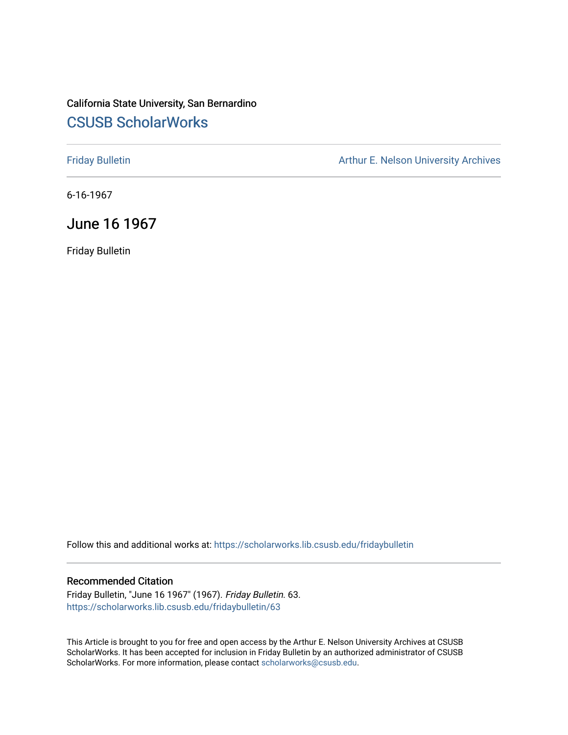California State University, San Bernardino

# CSUSB ScholarWorks

Friday Bulletin

Arthur E. Nelson University Archives

6-16-1967

## June 16 1967

Friday Bulletin

Follow this and additional works at: https://scholarworks.lib.csusb.edu/fridaybulletin

### Recommended Citation

Friday Bulletin, "June 16 1967" (1967). *Friday Bulletin*. 63.
https://scholarworks.lib.csusb.edu/fridaybulletin/63

This Article is brought to you for free and open access by the Arthur E. Nelson University Archives at CSUSB ScholarWorks. It has been accepted for inclusion in Friday Bulletin by an authorized administrator of CSUSB ScholarWorks. For more information, please contact scholarworks@csusb.edu.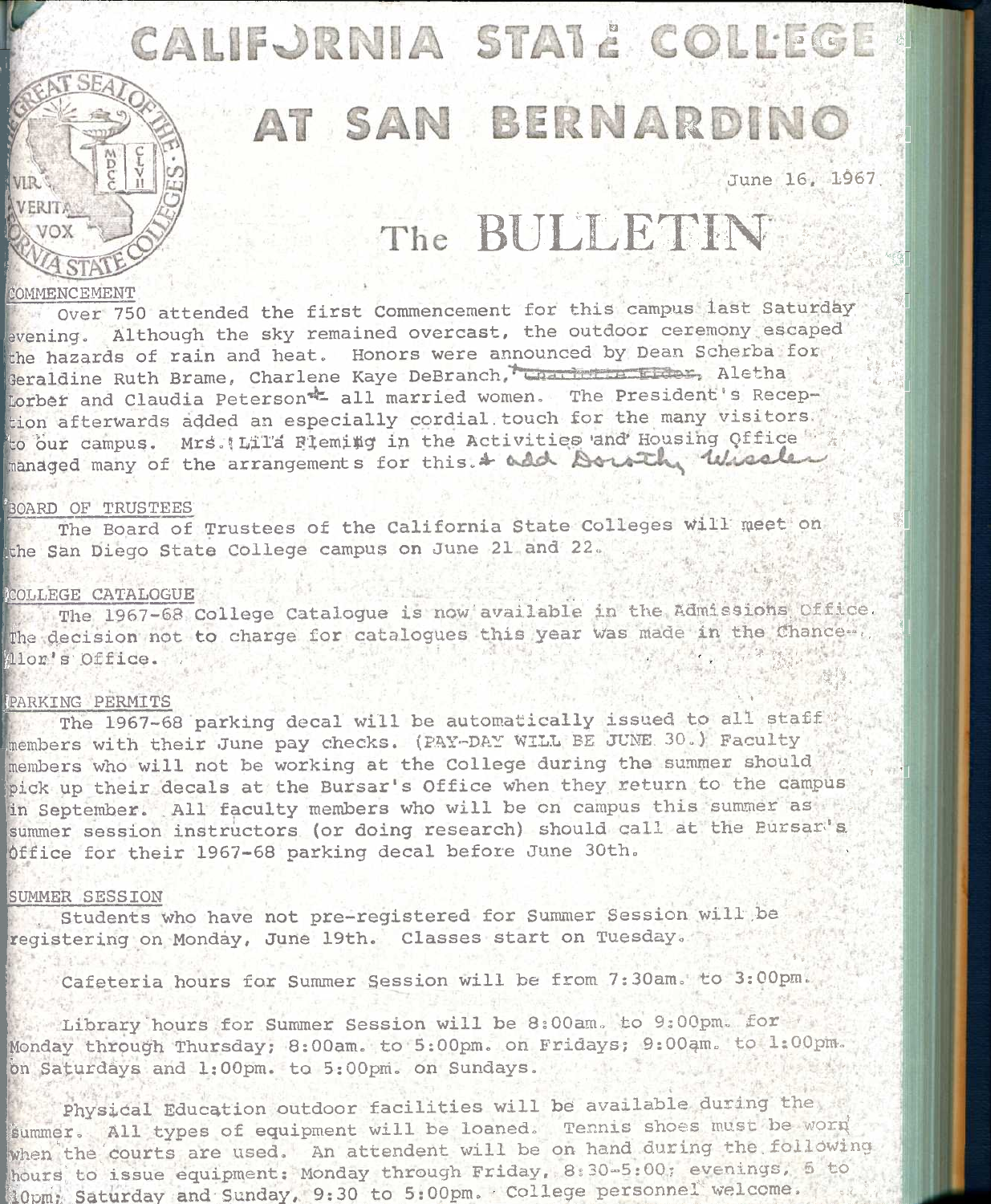# CALIFORNIA STATE COLLEGE

# AT SAN BERNARDINO

June 16, 1967

# The BULLETIN

## COMMENCEMENT

Over 750 attended the first Commencement for this campus last Saturday evening. Although the sky remained overcast, the outdoor ceremony escaped the hazards of rain and heat. Honors were announced by Dean Scherba for Geraldine Ruth Brame, Charlene Kaye DeBranch, ~~Charlotte Elder~~, Aletha Lorber and Claudia Peterson, all married women. The President's Reception afterwards added an especially cordial touch for the many visitors to our campus. Mrs. Lila Fleming in the Activities and Housing Office managed many of the arrangements for this. + add Dorothy Wissler

## BOARD OF TRUSTEES

The Board of Trustees of the California State Colleges will meet on the San Diego State College campus on June 21 and 22.

## COLLEGE CATALOGUE

The 1967-68 College Catalogue is now available in the Admissions Office. The decision not to charge for catalogues this year was made in the Chancellor's Office.

## PARKING PERMITS

The 1967-68 parking decal will be automatically issued to all staff members with their June pay checks. (PAY-DAY WILL BE JUNE 30.) Faculty members who will not be working at the College during the summer should pick up their decals at the Bursar's Office when they return to the campus in September. All faculty members who will be on campus this summer as summer session instructors (or doing research) should call at the Bursar's Office for their 1967-68 parking decal before June 30th.

## SUMMER SESSION

Students who have not pre-registered for Summer Session will be registering on Monday, June 19th. Classes start on Tuesday.

Cafeteria hours for Summer Session will be from 7:30am. to 3:00pm.

Library hours for Summer Session will be 8:00am. to 9:00pm. for Monday through Thursday; 8:00am. to 5:00pm. on Fridays; 9:00am. to 1:00pm. on Saturdays and 1:00pm. to 5:00pm. on Sundays.

Physical Education outdoor facilities will be available during the summer. All types of equipment will be loaned. Tennis shoes must be worn when the courts are used. An attendent will be on hand during the following hours to issue equipment: Monday through Friday, 8:30-5:00; evenings, 5 to 10pm; Saturday and Sunday, 9:30 to 5:00pm. College personnel welcome.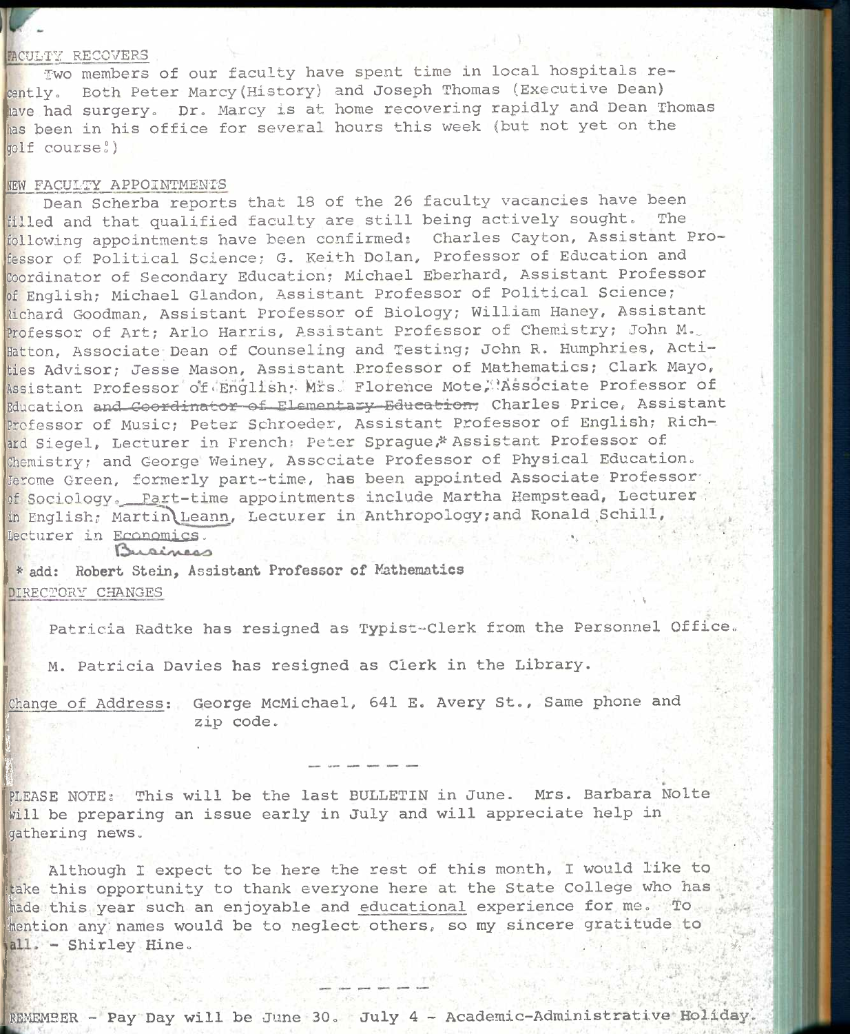## FACULTY RECOVERS

Two members of our faculty have spent time in local hospitals recently. Both Peter Marcy (History) and Joseph Thomas (Executive Dean) have had surgery. Dr. Marcy is at home recovering rapidly and Dean Thomas has been in his office for several hours this week (but not yet on the golf course!)

## NEW FACULTY APPOINTMENTS

Dean Scherba reports that 18 of the 26 faculty vacancies have been filled and that qualified faculty are still being actively sought. The following appointments have been confirmed: Charles Cayton, Assistant Professor of Political Science; G. Keith Dolan, Professor of Education and Coordinator of Secondary Education; Michael Eberhard, Assistant Professor of English; Michael Glandon, Assistant Professor of Political Science; Richard Goodman, Assistant Professor of Biology; William Haney, Assistant Professor of Art; Arlo Harris, Assistant Professor of Chemistry; John M. Hatton, Associate Dean of Counseling and Testing; John R. Humphries, Activities Advisor; Jesse Mason, Assistant Professor of Mathematics; Clark Mayo, Assistant Professor of English; Mrs. Florence Mote, Associate Professor of Education ~~and Coordinator of Elementary Education~~; Charles Price, Assistant Professor of Music; Peter Schroeder, Assistant Professor of English; Richard Siegel, Lecturer in French; Peter Sprague,* Assistant Professor of Chemistry; and George Weiney, Associate Professor of Physical Education. Jerome Green, formerly part-time, has been appointed Associate Professor of Sociology. Part-time appointments include Martha Hempstead, Lecturer in English; Martin Leann, Lecturer in Anthropology; and Ronald Schill, Lecturer in ~~Economics~~ Business.

* add: **Robert Stein, Assistant Professor of Mathematics**

## DIRECTORY CHANGES

Patricia Radtke has resigned as Typist-Clerk from the Personnel Office.

M. Patricia Davies has resigned as Clerk in the Library.

Change of Address: George McMichael, 641 E. Avery St., Same phone and zip code.

---

PLEASE NOTE: This will be the last BULLETIN in June. Mrs. Barbara Nolte will be preparing an issue early in July and will appreciate help in gathering news.

Although I expect to be here the rest of this month, I would like to take this opportunity to thank everyone here at the State College who has made this year such an enjoyable and educational experience for me. To mention any names would be to neglect others, so my sincere gratitude to all. - Shirley Hine.

---

REMEMBER - Pay Day will be June 30. July 4 - Academic-Administrative Holiday.